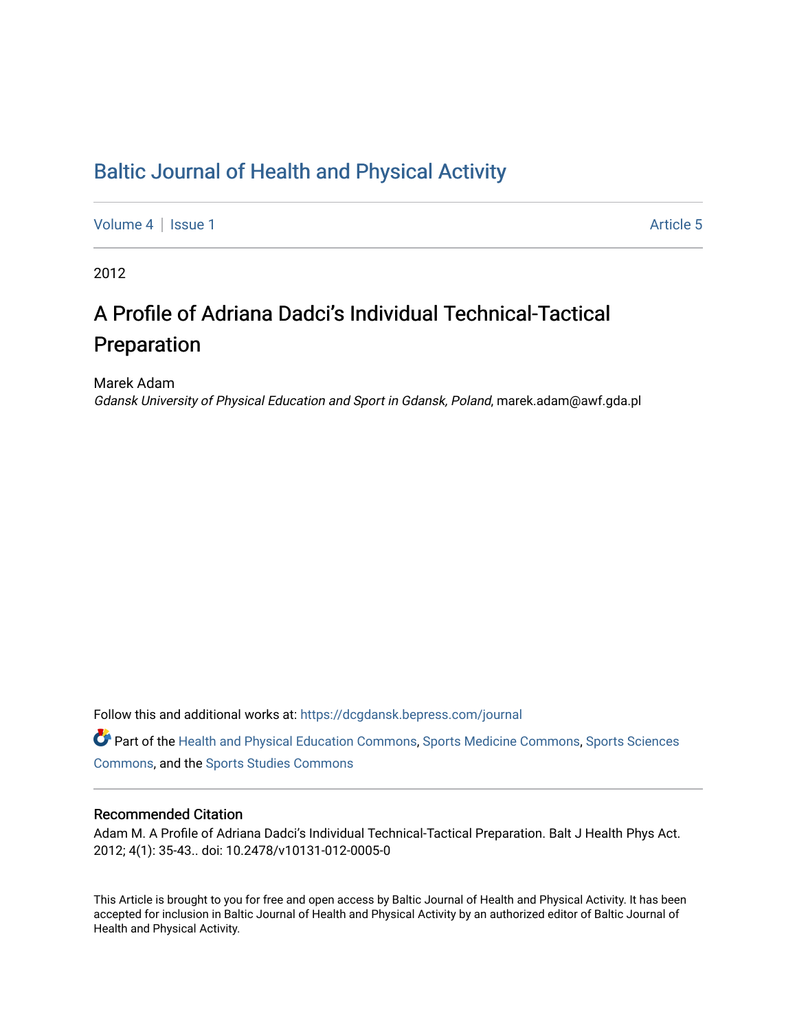# Baltic Journal of Health and Physical Activity

Volume 4 | Issue 1 Article 5

2012

## A Profile of Adriana Dadci's Individual Technical-Tactical Preparation

Marek Adam
*Gdansk University of Physical Education and Sport in Gdansk, Poland*, marek.adam@awf.gda.pl

Follow this and additional works at: https://dcgdansk.bepress.com/journal

Part of the Health and Physical Education Commons, Sports Medicine Commons, Sports Sciences Commons, and the Sports Studies Commons

### Recommended Citation

Adam M. A Profile of Adriana Dadci's Individual Technical-Tactical Preparation. Balt J Health Phys Act. 2012; 4(1): 35-43.. doi: 10.2478/v10131-012-0005-0

This Article is brought to you for free and open access by Baltic Journal of Health and Physical Activity. It has been accepted for inclusion in Baltic Journal of Health and Physical Activity by an authorized editor of Baltic Journal of Health and Physical Activity.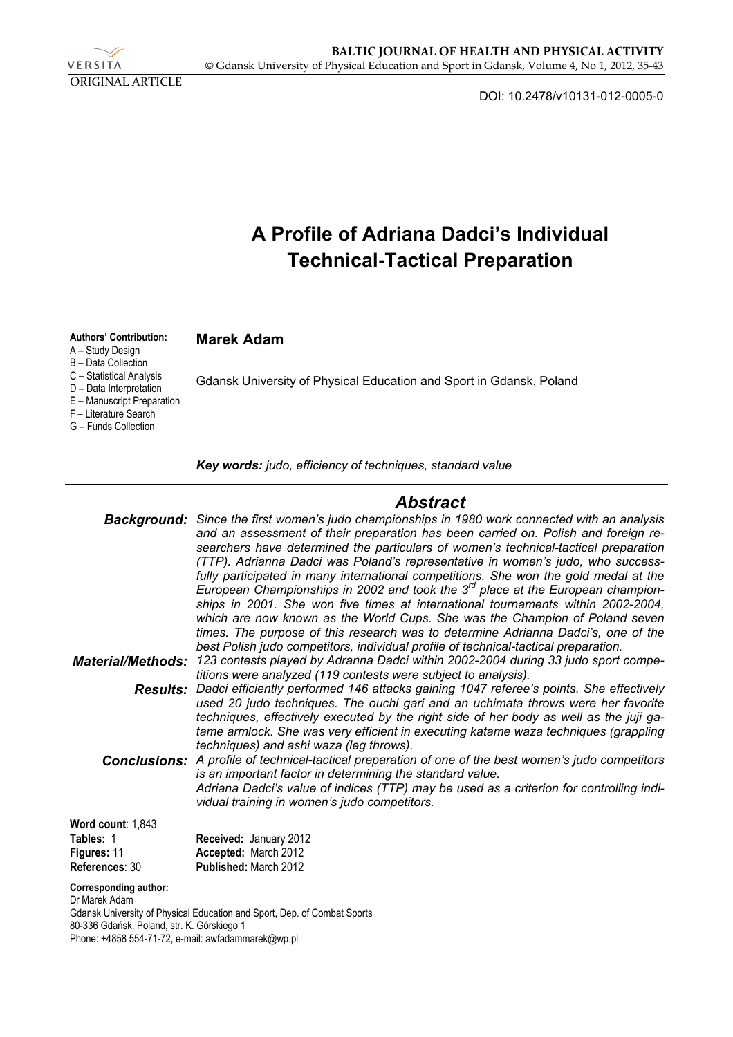VERSITA

ORIGINAL ARTICLE

DOI: 10.2478/v10131-012-0005-0

# A Profile of Adriana Dadci's Individual Technical-Tactical Preparation

**Authors' Contribution:**
A – Study Design
B – Data Collection
C – Statistical Analysis
D – Data Interpretation
E – Manuscript Preparation
F – Literature Search
G – Funds Collection

**Marek Adam**

Gdansk University of Physical Education and Sport in Gdansk, Poland

***Key words:*** *judo, efficiency of techniques, standard value*

## *Abstract*

***Background:*** *Since the first women's judo championships in 1980 work connected with an analysis and an assessment of their preparation has been carried on. Polish and foreign researchers have determined the particulars of women's technical-tactical preparation (TTP). Adrianna Dadci was Poland's representative in women's judo, who successfully participated in many international competitions. She won the gold medal at the European Championships in 2002 and took the 3rd place at the European championships in 2001. She won five times at international tournaments within 2002-2004, which are now known as the World Cups. She was the Champion of Poland seven times. The purpose of this research was to determine Adrianna Dadci's, one of the best Polish judo competitors, individual profile of technical-tactical preparation.*

***Material/Methods:*** *123 contests played by Adranna Dadci within 2002-2004 during 33 judo sport competitions were analyzed (119 contests were subject to analysis).*

***Results:*** *Dadci efficiently performed 146 attacks gaining 1047 referee's points. She effectively used 20 judo techniques. The ouchi gari and an uchimata throws were her favorite techniques, effectively executed by the right side of her body as well as the juji gatame armlock. She was very efficient in executing katame waza techniques (grappling techniques) and ashi waza (leg throws).*

***Conclusions:*** *A profile of technical-tactical preparation of one of the best women's judo competitors is an important factor in determining the standard value.*
*Adriana Dadci's value of indices (TTP) may be used as a criterion for controlling individual training in women's judo competitors.*

**Word count**: 1,843
**Tables:** 1
**Figures:** 11
**References**: 30

**Received:** January 2012
**Accepted:** March 2012
**Published:** March 2012

**Corresponding author:**
Dr Marek Adam
Gdansk University of Physical Education and Sport, Dep. of Combat Sports
80-336 Gdańsk, Poland, str. K. Górskiego 1
Phone: +4858 554-71-72, e-mail: awfadammarek@wp.pl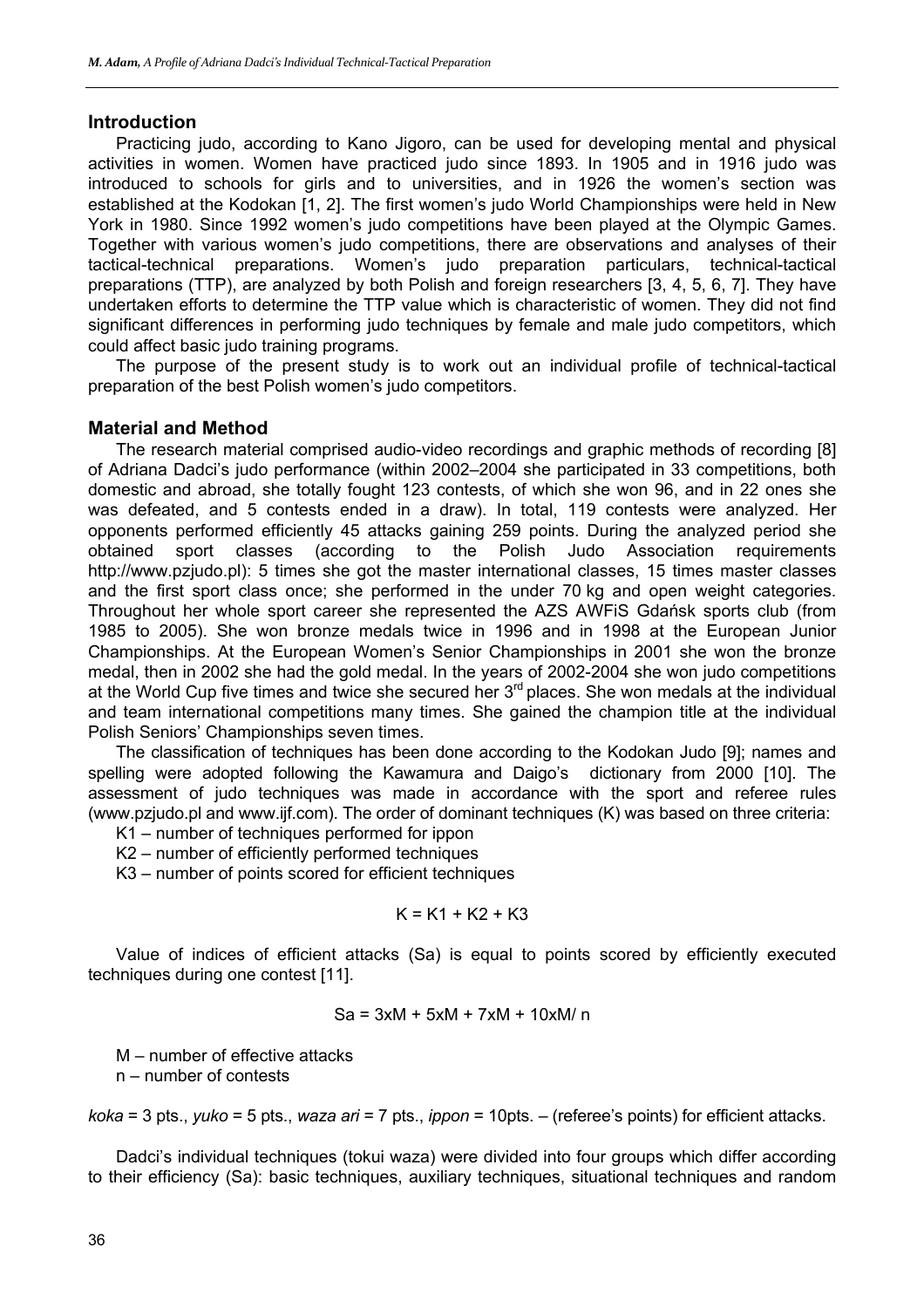## Introduction

Practicing judo, according to Kano Jigoro, can be used for developing mental and physical activities in women. Women have practiced judo since 1893. In 1905 and in 1916 judo was introduced to schools for girls and to universities, and in 1926 the women's section was established at the Kodokan [1, 2]. The first women's judo World Championships were held in New York in 1980. Since 1992 women's judo competitions have been played at the Olympic Games. Together with various women's judo competitions, there are observations and analyses of their tactical-technical preparations. Women's judo preparation particulars, technical-tactical preparations (TTP), are analyzed by both Polish and foreign researchers [3, 4, 5, 6, 7]. They have undertaken efforts to determine the TTP value which is characteristic of women. They did not find significant differences in performing judo techniques by female and male judo competitors, which could affect basic judo training programs.

The purpose of the present study is to work out an individual profile of technical-tactical preparation of the best Polish women's judo competitors.

## Material and Method

The research material comprised audio-video recordings and graphic methods of recording [8] of Adriana Dadci's judo performance (within 2002–2004 she participated in 33 competitions, both domestic and abroad, she totally fought 123 contests, of which she won 96, and in 22 ones she was defeated, and 5 contests ended in a draw). In total, 119 contests were analyzed. Her opponents performed efficiently 45 attacks gaining 259 points. During the analyzed period she obtained sport classes (according to the Polish Judo Association requirements http://www.pzjudo.pl): 5 times she got the master international classes, 15 times master classes and the first sport class once; she performed in the under 70 kg and open weight categories. Throughout her whole sport career she represented the AZS AWFiS Gdańsk sports club (from 1985 to 2005). She won bronze medals twice in 1996 and in 1998 at the European Junior Championships. At the European Women's Senior Championships in 2001 she won the bronze medal, then in 2002 she had the gold medal. In the years of 2002-2004 she won judo competitions at the World Cup five times and twice she secured her 3rd places. She won medals at the individual and team international competitions many times. She gained the champion title at the individual Polish Seniors' Championships seven times.

The classification of techniques has been done according to the Kodokan Judo [9]; names and spelling were adopted following the Kawamura and Daigo's dictionary from 2000 [10]. The assessment of judo techniques was made in accordance with the sport and referee rules (www.pzjudo.pl and www.ijf.com). The order of dominant techniques (K) was based on three criteria:

K1 – number of techniques performed for ippon

K2 – number of efficiently performed techniques

K3 – number of points scored for efficient techniques

$$K = K1 + K2 + K3$$

Value of indices of efficient attacks (Sa) is equal to points scored by efficiently executed techniques during one contest [11].

$$Sa = 3xM + 5xM + 7xM + 10xM/ n$$

M – number of effective attacks

n – number of contests

*koka* = 3 pts., *yuko* = 5 pts., *waza ari* = 7 pts., *ippon* = 10pts. – (referee's points) for efficient attacks.

Dadci's individual techniques (tokui waza) were divided into four groups which differ according to their efficiency (Sa): basic techniques, auxiliary techniques, situational techniques and random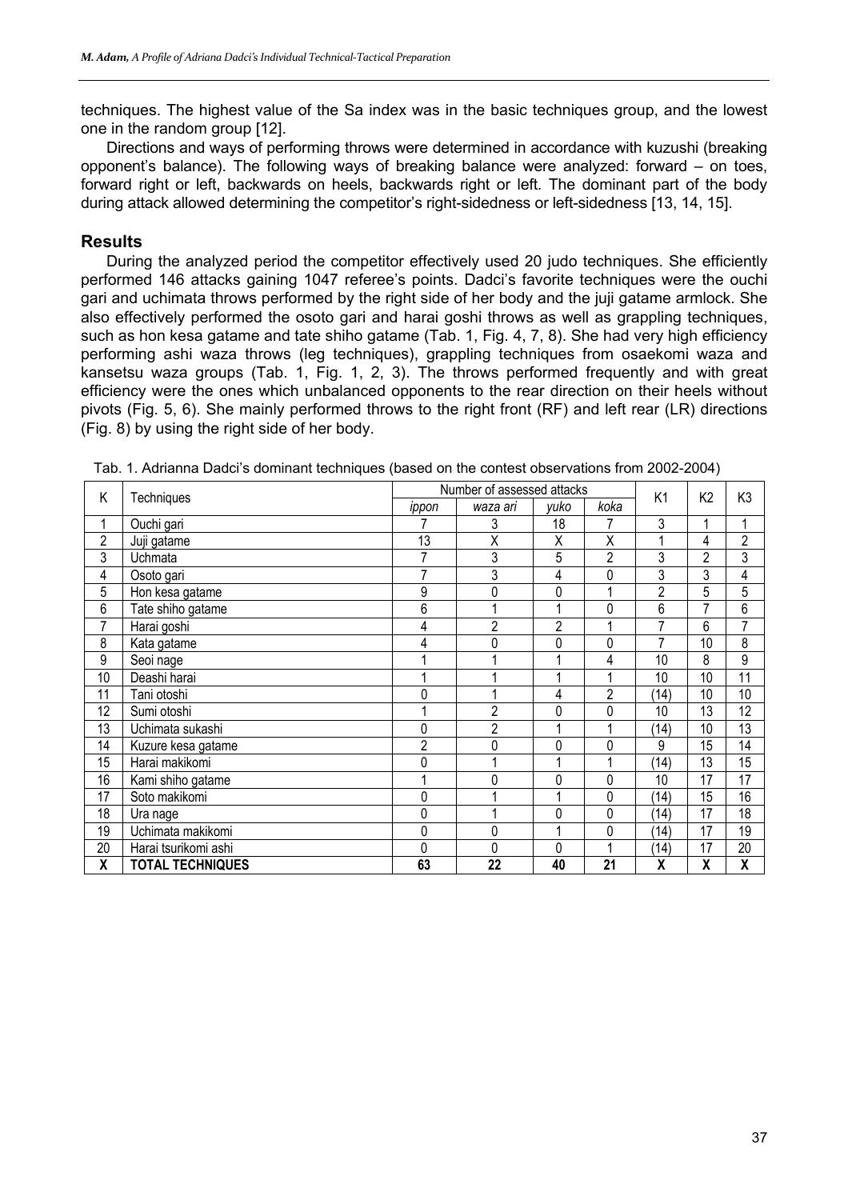techniques. The highest value of the Sa index was in the basic techniques group, and the lowest one in the random group [12].

Directions and ways of performing throws were determined in accordance with kuzushi (breaking opponent's balance). The following ways of breaking balance were analyzed: forward – on toes, forward right or left, backwards on heels, backwards right or left. The dominant part of the body during attack allowed determining the competitor's right-sidedness or left-sidedness [13, 14, 15].

## Results

During the analyzed period the competitor effectively used 20 judo techniques. She efficiently performed 146 attacks gaining 1047 referee's points. Dadci's favorite techniques were the ouchi gari and uchimata throws performed by the right side of her body and the juji gatame armlock. She also effectively performed the osoto gari and harai goshi throws as well as grappling techniques, such as hon kesa gatame and tate shiho gatame (Tab. 1, Fig. 4, 7, 8). She had very high efficiency performing ashi waza throws (leg techniques), grappling techniques from osaekomi waza and kansetsu waza groups (Tab. 1, Fig. 1, 2, 3). The throws performed frequently and with great efficiency were the ones which unbalanced opponents to the rear direction on their heels without pivots (Fig. 5, 6). She mainly performed throws to the right front (RF) and left rear (LR) directions (Fig. 8) by using the right side of her body.

Tab. 1. Adrianna Dadci's dominant techniques (based on the contest observations from 2002-2004)

| K | Techniques | Number of assessed attacks | | | | K1 | K2 | K3 |
|---|---|---|---|---|---|---|---|---|
| | | *ippon* | *waza ari* | *yuko* | *koka* | | | |
| 1 | Ouchi gari | 7 | 3 | 18 | 7 | 3 | 1 | 1 |
| 2 | Juji gatame | 13 | X | X | X | 1 | 4 | 2 |
| 3 | Uchmata | 7 | 3 | 5 | 2 | 3 | 2 | 3 |
| 4 | Osoto gari | 7 | 3 | 4 | 0 | 3 | 3 | 4 |
| 5 | Hon kesa gatame | 9 | 0 | 0 | 1 | 2 | 5 | 5 |
| 6 | Tate shiho gatame | 6 | 1 | 1 | 0 | 6 | 7 | 6 |
| 7 | Harai goshi | 4 | 2 | 2 | 1 | 7 | 6 | 7 |
| 8 | Kata gatame | 4 | 0 | 0 | 0 | 7 | 10 | 8 |
| 9 | Seoi nage | 1 | 1 | 1 | 4 | 10 | 8 | 9 |
| 10 | Deashi harai | 1 | 1 | 1 | 1 | 10 | 10 | 11 |
| 11 | Tani otoshi | 0 | 1 | 4 | 2 | (14) | 10 | 10 |
| 12 | Sumi otoshi | 1 | 2 | 0 | 0 | 10 | 13 | 12 |
| 13 | Uchimata sukashi | 0 | 2 | 1 | 1 | (14) | 10 | 13 |
| 14 | Kuzure kesa gatame | 2 | 0 | 0 | 0 | 9 | 15 | 14 |
| 15 | Harai makikomi | 0 | 1 | 1 | 1 | (14) | 13 | 15 |
| 16 | Kami shiho gatame | 1 | 0 | 0 | 0 | 10 | 17 | 17 |
| 17 | Soto makikomi | 0 | 1 | 1 | 0 | (14) | 15 | 16 |
| 18 | Ura nage | 0 | 1 | 0 | 0 | (14) | 17 | 18 |
| 19 | Uchimata makikomi | 0 | 0 | 1 | 0 | (14) | 17 | 19 |
| 20 | Harai tsurikomi ashi | 0 | 0 | 0 | 1 | (14) | 17 | 20 |
| **X** | **TOTAL TECHNIQUES** | **63** | **22** | **40** | **21** | **X** | **X** | **X** |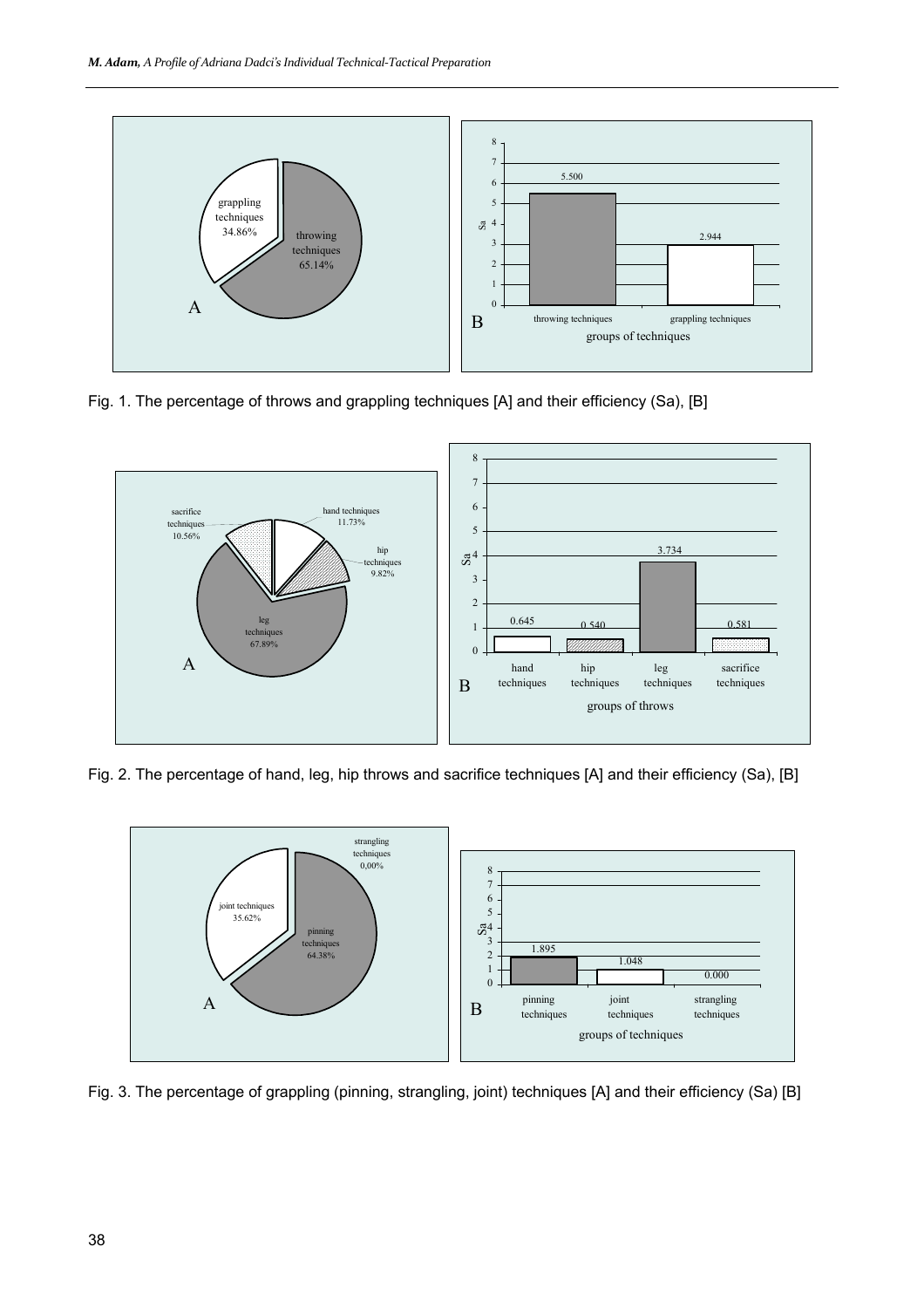Fig. 1. The percentage of throws and grappling techniques [A] and their efficiency (Sa), [B]

Fig. 2. The percentage of hand, leg, hip throws and sacrifice techniques [A] and their efficiency (Sa), [B]

Fig. 3. The percentage of grappling (pinning, strangling, joint) techniques [A] and their efficiency (Sa) [B]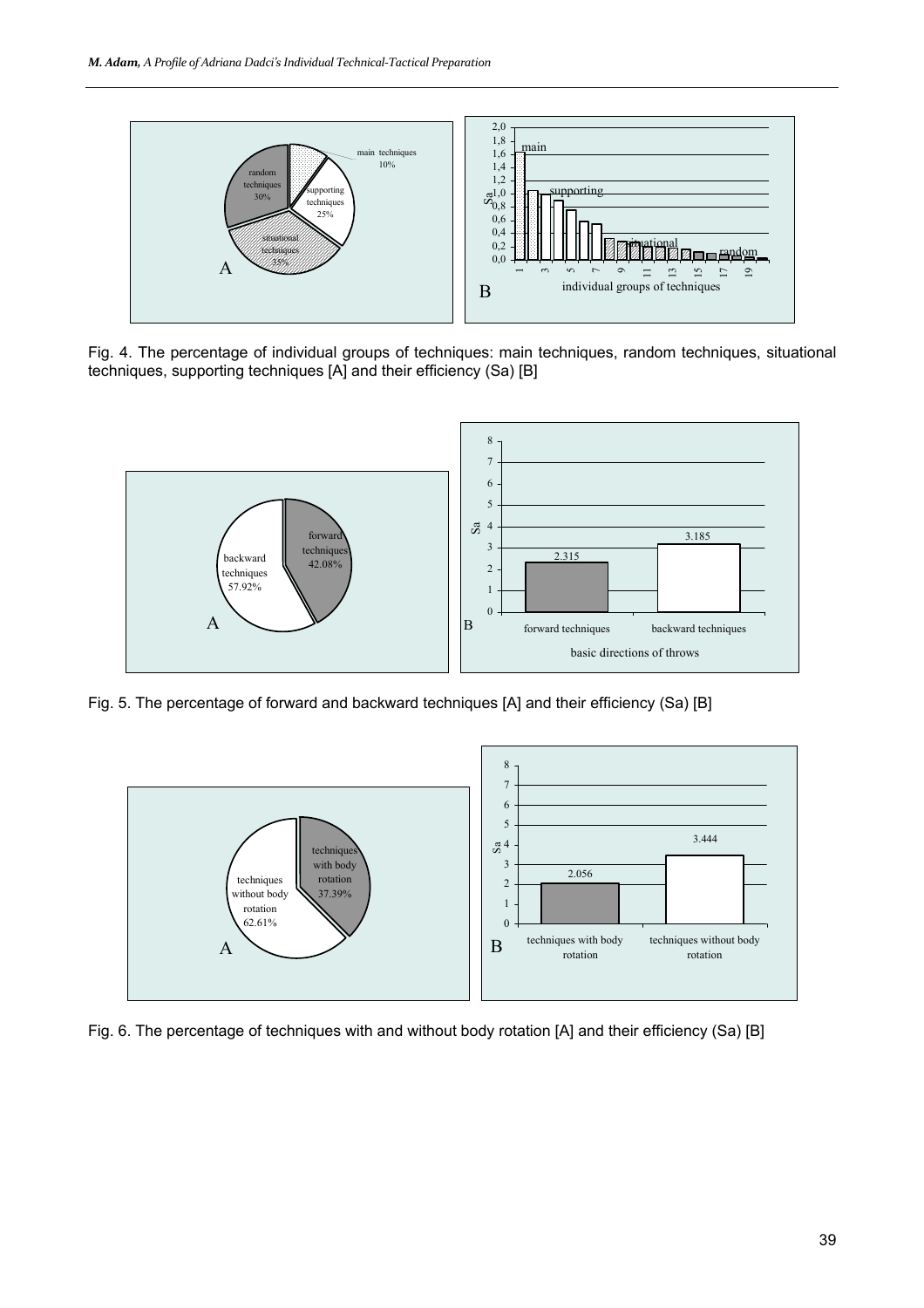Fig. 4. The percentage of individual groups of techniques: main techniques, random techniques, situational techniques, supporting techniques [A] and their efficiency (Sa) [B]

Fig. 5. The percentage of forward and backward techniques [A] and their efficiency (Sa) [B]

Fig. 6. The percentage of techniques with and without body rotation [A] and their efficiency (Sa) [B]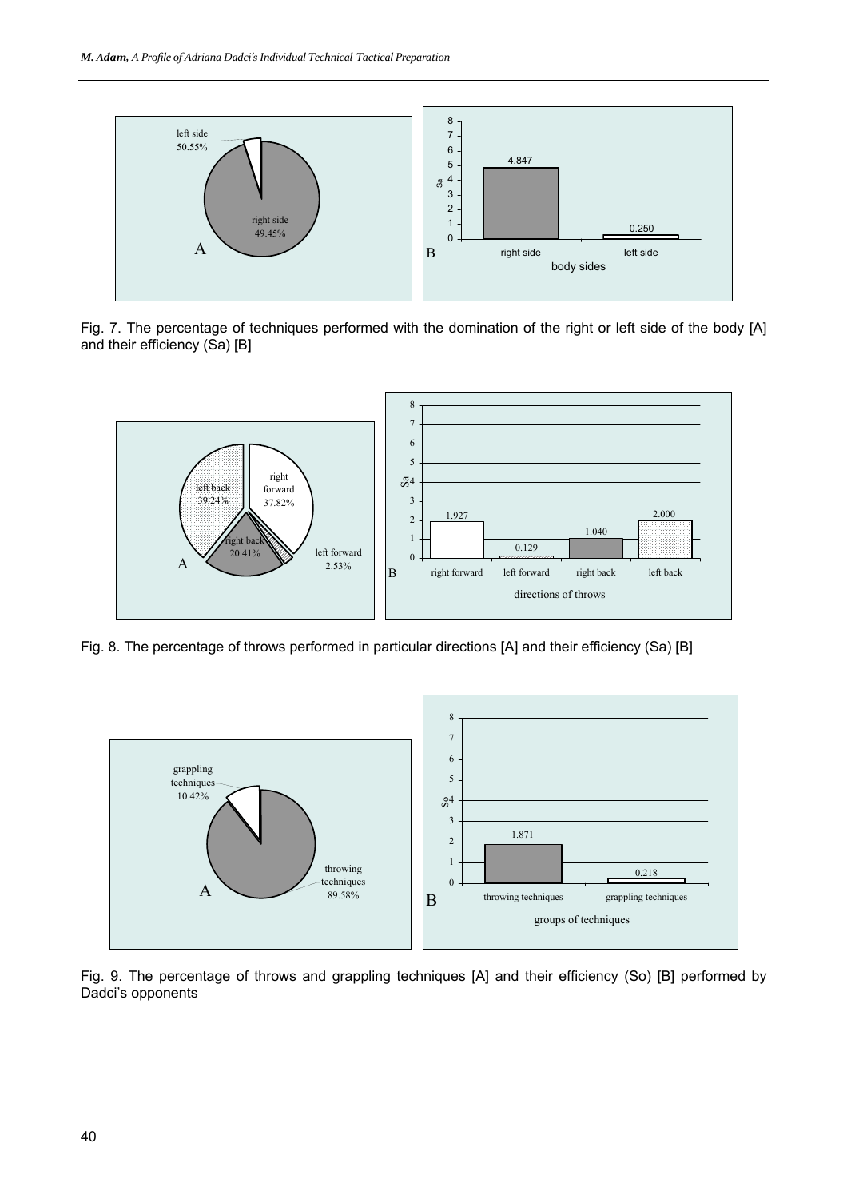Fig. 7. The percentage of techniques performed with the domination of the right or left side of the body [A] and their efficiency (Sa) [B]

Fig. 8. The percentage of throws performed in particular directions [A] and their efficiency (Sa) [B]

Fig. 9. The percentage of throws and grappling techniques [A] and their efficiency (So) [B] performed by Dadci's opponents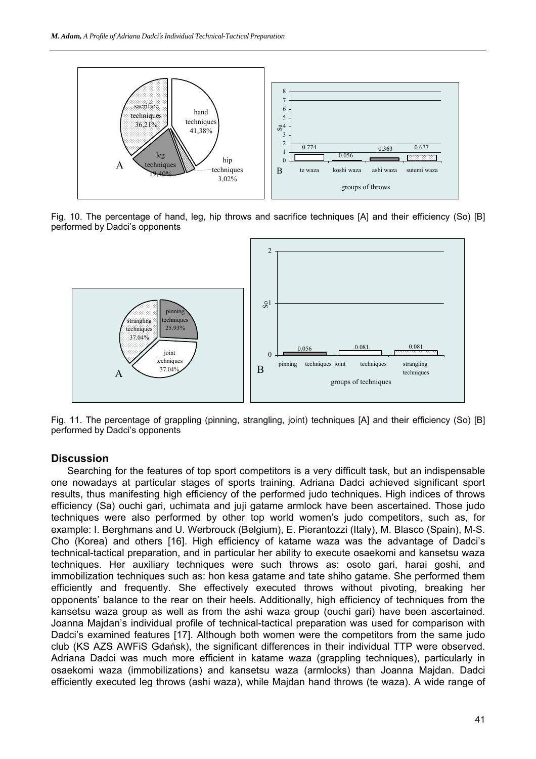Fig. 10. The percentage of hand, leg, hip throws and sacrifice techniques [A] and their efficiency (So) [B] performed by Dadci's opponents

Fig. 11. The percentage of grappling (pinning, strangling, joint) techniques [A] and their efficiency (So) [B] performed by Dadci's opponents

## Discussion

Searching for the features of top sport competitors is a very difficult task, but an indispensable one nowadays at particular stages of sports training. Adriana Dadci achieved significant sport results, thus manifesting high efficiency of the performed judo techniques. High indices of throws efficiency (Sa) ouchi gari, uchimata and juji gatame armlock have been ascertained. Those judo techniques were also performed by other top world women's judo competitors, such as, for example: I. Berghmans and U. Werbrouck (Belgium), E. Pierantozzi (Italy), M. Blasco (Spain), M-S. Cho (Korea) and others [16]. High efficiency of katame waza was the advantage of Dadci's technical-tactical preparation, and in particular her ability to execute osaekomi and kansetsu waza techniques. Her auxiliary techniques were such throws as: osoto gari, harai goshi, and immobilization techniques such as: hon kesa gatame and tate shiho gatame. She performed them efficiently and frequently. She effectively executed throws without pivoting, breaking her opponents' balance to the rear on their heels. Additionally, high efficiency of techniques from the kansetsu waza group as well as from the ashi waza group (ouchi gari) have been ascertained. Joanna Majdan's individual profile of technical-tactical preparation was used for comparison with Dadci's examined features [17]. Although both women were the competitors from the same judo club (KS AZS AWFiS Gdańsk), the significant differences in their individual TTP were observed. Adriana Dadci was much more efficient in katame waza (grappling techniques), particularly in osaekomi waza (immobilizations) and kansetsu waza (armlocks) than Joanna Majdan. Dadci efficiently executed leg throws (ashi waza), while Majdan hand throws (te waza). A wide range of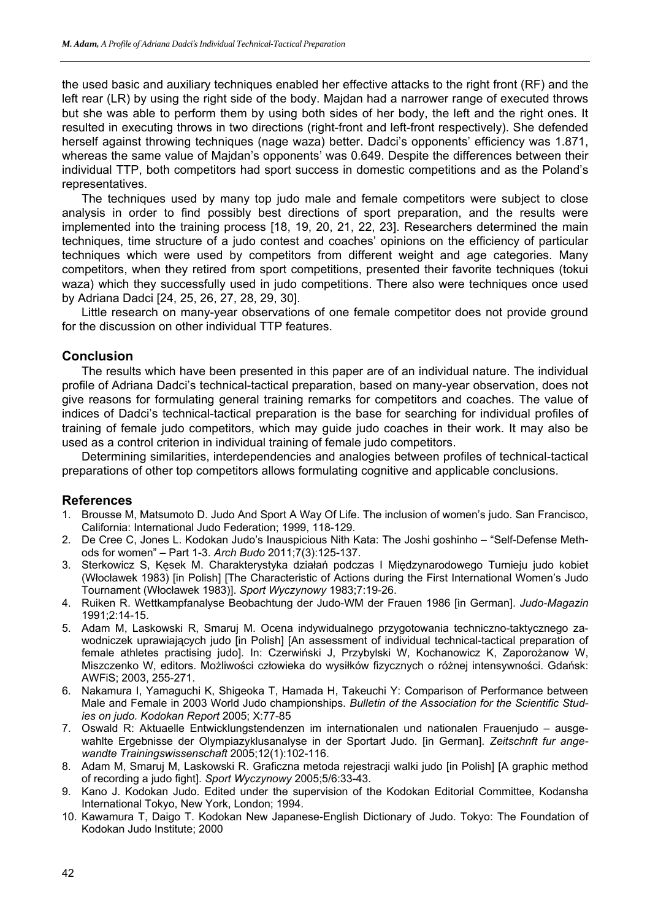the used basic and auxiliary techniques enabled her effective attacks to the right front (RF) and the left rear (LR) by using the right side of the body. Majdan had a narrower range of executed throws but she was able to perform them by using both sides of her body, the left and the right ones. It resulted in executing throws in two directions (right-front and left-front respectively). She defended herself against throwing techniques (nage waza) better. Dadci's opponents' efficiency was 1.871, whereas the same value of Majdan's opponents' was 0.649. Despite the differences between their individual TTP, both competitors had sport success in domestic competitions and as the Poland's representatives.

The techniques used by many top judo male and female competitors were subject to close analysis in order to find possibly best directions of sport preparation, and the results were implemented into the training process [18, 19, 20, 21, 22, 23]. Researchers determined the main techniques, time structure of a judo contest and coaches' opinions on the efficiency of particular techniques which were used by competitors from different weight and age categories. Many competitors, when they retired from sport competitions, presented their favorite techniques (tokui waza) which they successfully used in judo competitions. There also were techniques once used by Adriana Dadci [24, 25, 26, 27, 28, 29, 30].

Little research on many-year observations of one female competitor does not provide ground for the discussion on other individual TTP features.

## Conclusion

The results which have been presented in this paper are of an individual nature. The individual profile of Adriana Dadci's technical-tactical preparation, based on many-year observation, does not give reasons for formulating general training remarks for competitors and coaches. The value of indices of Dadci's technical-tactical preparation is the base for searching for individual profiles of training of female judo competitors, which may guide judo coaches in their work. It may also be used as a control criterion in individual training of female judo competitors.

Determining similarities, interdependencies and analogies between profiles of technical-tactical preparations of other top competitors allows formulating cognitive and applicable conclusions.

## References

1. Brousse M, Matsumoto D. Judo And Sport A Way Of Life. The inclusion of women's judo. San Francisco, California: International Judo Federation; 1999, 118-129.
2. De Cree C, Jones L. Kodokan Judo's Inauspicious Nith Kata: The Joshi goshinho – "Self-Defense Methods for women" – Part 1-3. *Arch Budo* 2011;7(3):125-137.
3. Sterkowicz S, Kęsek M. Charakterystyka działań podczas I Międzynarodowego Turnieju judo kobiet (Włocławek 1983) [in Polish] [The Characteristic of Actions during the First International Women's Judo Tournament (Włocławek 1983)]. *Sport Wyczynowy* 1983;7:19-26.
4. Ruiken R. Wettkampfanalyse Beobachtung der Judo-WM der Frauen 1986 [in German]. *Judo-Magazin* 1991;2:14-15.
5. Adam M, Laskowski R, Smaruj M. Ocena indywidualnego przygotowania techniczno-taktycznego zawodniczek uprawiających judo [in Polish] [An assessment of individual technical-tactical preparation of female athletes practising judo]. In: Czerwiński J, Przybylski W, Kochanowicz K, Zaporożanow W, Miszczenko W, editors. Możliwości człowieka do wysiłków fizycznych o różnej intensywności. Gdańsk: AWFiS; 2003, 255-271.
6. Nakamura I, Yamaguchi K, Shigeoka T, Hamada H, Takeuchi Y: Comparison of Performance between Male and Female in 2003 World Judo championships. *Bulletin of the Association for the Scientific Studies on judo. Kodokan Report* 2005; X:77-85
7. Oswald R: Aktuaelle Entwicklungstendenzen im internationalen und nationalen Frauenjudo – ausgewahlte Ergebnisse der Olympiazyklusanalyse in der Sportart Judo. [in German]. *Zeitschnft fur angewandte Trainingswissenschaft* 2005;12(1):102-116.
8. Adam M, Smaruj M, Laskowski R. Graficzna metoda rejestracji walki judo [in Polish] [A graphic method of recording a judo fight]. *Sport Wyczynowy* 2005;5/6:33-43.
9. Kano J. Kodokan Judo. Edited under the supervision of the Kodokan Editorial Committee, Kodansha International Tokyo, New York, London; 1994.
10. Kawamura T, Daigo T. Kodokan New Japanese-English Dictionary of Judo. Tokyo: The Foundation of Kodokan Judo Institute; 2000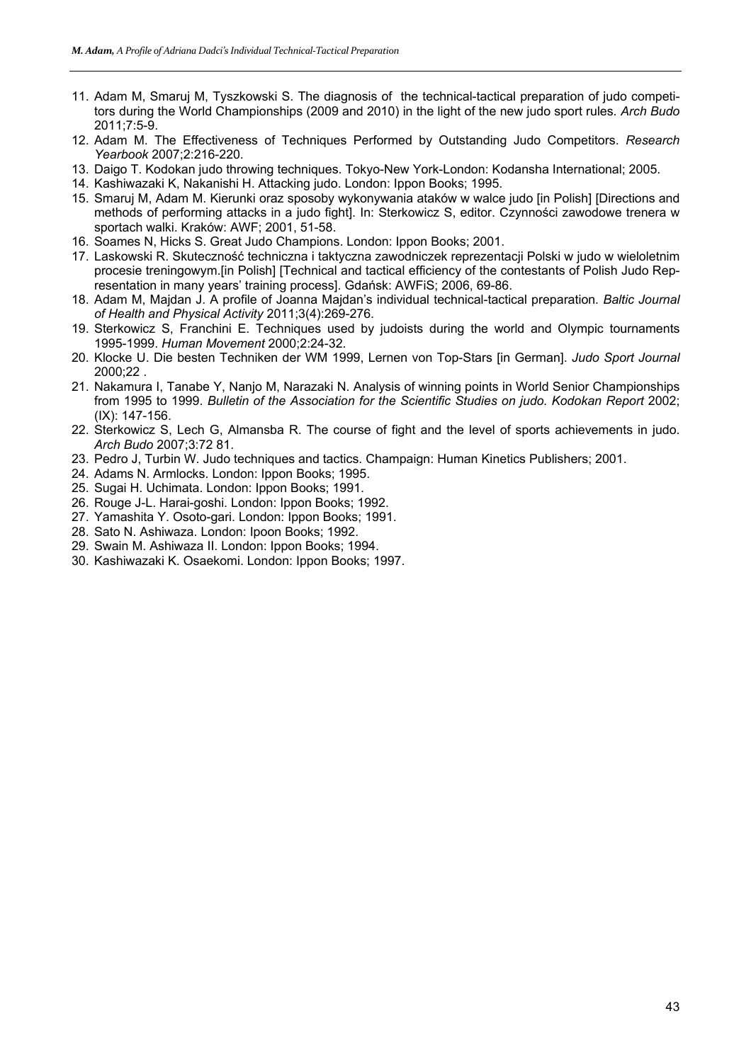11. Adam M, Smaruj M, Tyszkowski S. The diagnosis of the technical-tactical preparation of judo competitors during the World Championships (2009 and 2010) in the light of the new judo sport rules. *Arch Budo* 2011;7:5-9.
12. Adam M. The Effectiveness of Techniques Performed by Outstanding Judo Competitors. *Research Yearbook* 2007;2:216-220.
13. Daigo T. Kodokan judo throwing techniques. Tokyo-New York-London: Kodansha International; 2005.
14. Kashiwazaki K, Nakanishi H. Attacking judo. London: Ippon Books; 1995.
15. Smaruj M, Adam M. Kierunki oraz sposoby wykonywania ataków w walce judo [in Polish] [Directions and methods of performing attacks in a judo fight]. In: Sterkowicz S, editor. Czynności zawodowe trenera w sportach walki. Kraków: AWF; 2001, 51-58.
16. Soames N, Hicks S. Great Judo Champions. London: Ippon Books; 2001.
17. Laskowski R. Skuteczność techniczna i taktyczna zawodniczek reprezentacji Polski w judo w wieloletnim procesie treningowym.[in Polish] [Technical and tactical efficiency of the contestants of Polish Judo Representation in many years' training process]. Gdańsk: AWFiS; 2006, 69-86.
18. Adam M, Majdan J. A profile of Joanna Majdan's individual technical-tactical preparation. *Baltic Journal of Health and Physical Activity* 2011;3(4):269-276.
19. Sterkowicz S, Franchini E. Techniques used by judoists during the world and Olympic tournaments 1995-1999. *Human Movement* 2000;2:24-32.
20. Klocke U. Die besten Techniken der WM 1999, Lernen von Top-Stars [in German]. *Judo Sport Journal* 2000;22 .
21. Nakamura I, Tanabe Y, Nanjo M, Narazaki N. Analysis of winning points in World Senior Championships from 1995 to 1999. *Bulletin of the Association for the Scientific Studies on judo. Kodokan Report* 2002; (IX): 147-156.
22. Sterkowicz S, Lech G, Almansba R. The course of fight and the level of sports achievements in judo. *Arch Budo* 2007;3:72 81.
23. Pedro J, Turbin W. Judo techniques and tactics. Champaign: Human Kinetics Publishers; 2001.
24. Adams N. Armlocks. London: Ippon Books; 1995.
25. Sugai H. Uchimata. London: Ippon Books; 1991.
26. Rouge J-L. Harai-goshi. London: Ippon Books; 1992.
27. Yamashita Y. Osoto-gari. London: Ippon Books; 1991.
28. Sato N. Ashiwaza. London: Ipoon Books; 1992.
29. Swain M. Ashiwaza II. London: Ippon Books; 1994.
30. Kashiwazaki K. Osaekomi. London: Ippon Books; 1997.